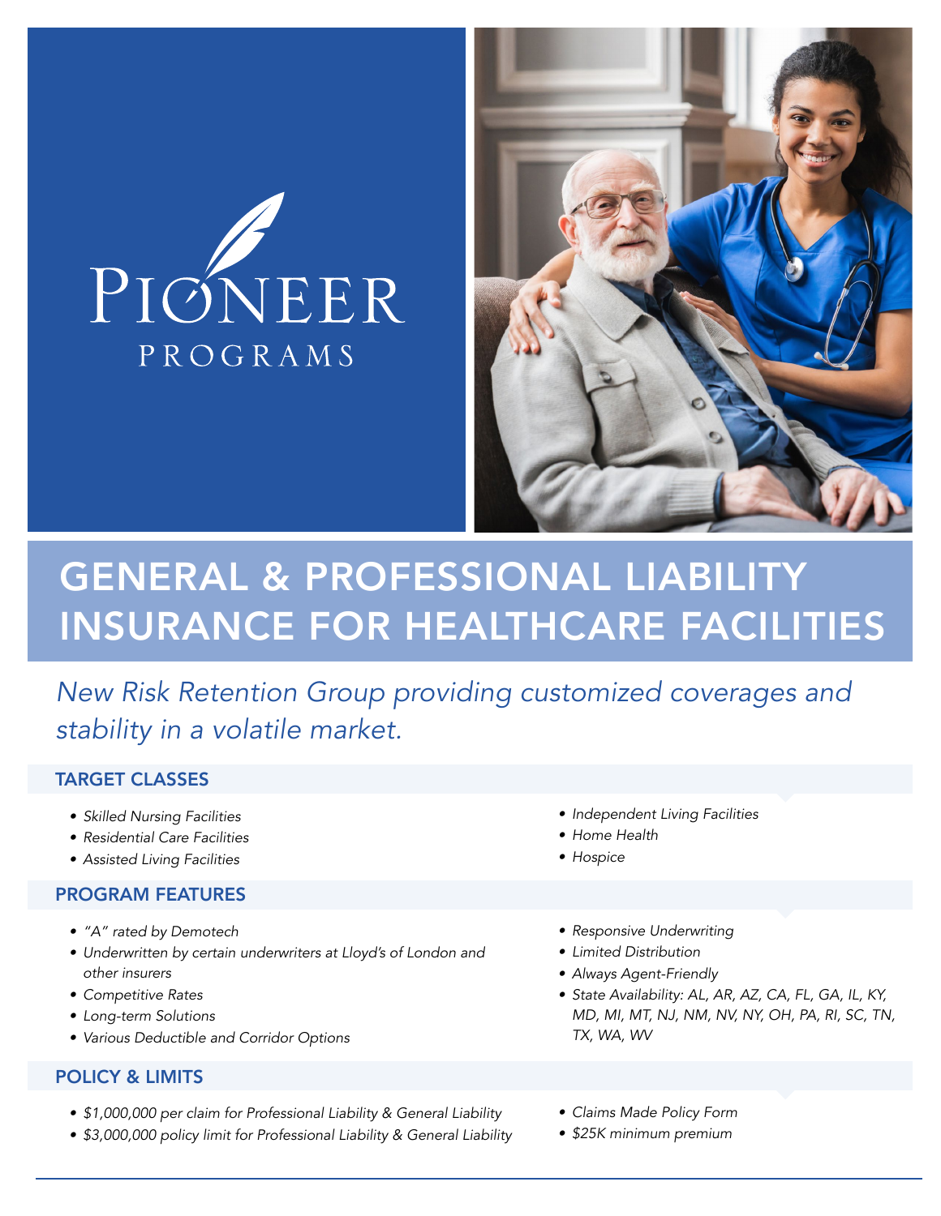PIONEER PROGRAMS

# GENERAL & PROFESSIONAL LIABILITY INSURANCE FOR HEALTHCARE FACILITIES

*New Risk Retention Group providing customized coverages and stability in a volatile market.*

## TARGET CLASSES

- *Skilled Nursing Facilities*
- *Residential Care Facilities*
- *Assisted Living Facilities*
- *Independent Living Facilities*
- *Home Health*
- *Hospice*

## PROGRAM FEATURES

- *"A" rated by Demotech*
- *Underwritten by certain underwriters at Lloyd's of London and other insurers*
- *Competitive Rates*
- *Long-term Solutions*
- *Various Deductible and Corridor Options*
- *Responsive Underwriting*
- *Limited Distribution*
- *Always Agent-Friendly*
- *State Availability: AL, AR, AZ, CA, FL, GA, IL, KY, MD, MI, MT, NJ, NM, NV, NY, OH, PA, RI, SC, TN, TX, WA, WV*

## POLICY & LIMITS

- *$1,000,000 per claim for Professional Liability & General Liability*
- *$3,000,000 policy limit for Professional Liability & General Liability*
- *Claims Made Policy Form*
- *$25K minimum premium*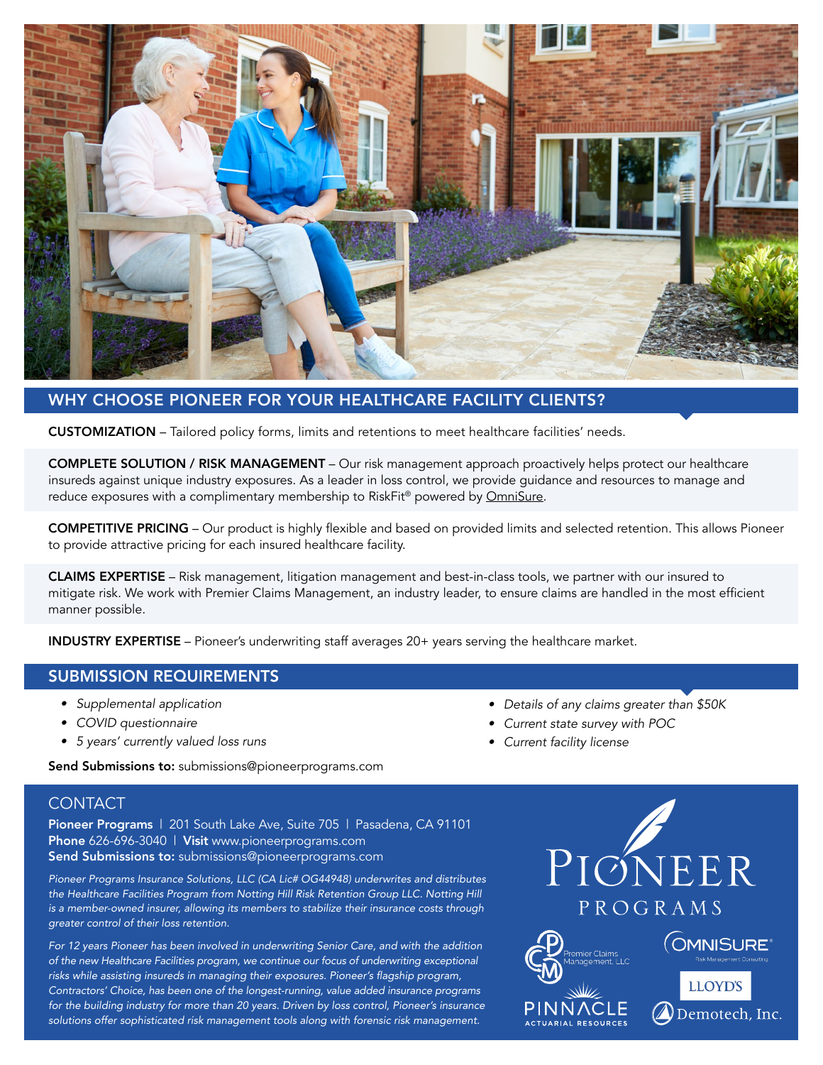## WHY CHOOSE PIONEER FOR YOUR HEALTHCARE FACILITY CLIENTS?

**CUSTOMIZATION** – Tailored policy forms, limits and retentions to meet healthcare facilities' needs.

**COMPLETE SOLUTION / RISK MANAGEMENT** – Our risk management approach proactively helps protect our healthcare insureds against unique industry exposures. As a leader in loss control, we provide guidance and resources to manage and reduce exposures with a complimentary membership to RiskFit® powered by OmniSure.

**COMPETITIVE PRICING** – Our product is highly flexible and based on provided limits and selected retention. This allows Pioneer to provide attractive pricing for each insured healthcare facility.

**CLAIMS EXPERTISE** – Risk management, litigation management and best-in-class tools, we partner with our insured to mitigate risk. We work with Premier Claims Management, an industry leader, to ensure claims are handled in the most efficient manner possible.

**INDUSTRY EXPERTISE** – Pioneer's underwriting staff averages 20+ years serving the healthcare market.

## SUBMISSION REQUIREMENTS

- *Supplemental application*
- *COVID questionnaire*
- *5 years' currently valued loss runs*
- *Details of any claims greater than $50K*
- *Current state survey with POC*
- *Current facility license*

**Send Submissions to:** submissions@pioneerprograms.com

## CONTACT

**Pioneer Programs** | 201 South Lake Ave, Suite 705 | Pasadena, CA 91101
**Phone** 626-696-3040 | **Visit** www.pioneerprograms.com
**Send Submissions to:** submissions@pioneerprograms.com

*Pioneer Programs Insurance Solutions, LLC (CA Lic# OG44948) underwrites and distributes the Healthcare Facilities Program from Notting Hill Risk Retention Group LLC. Notting Hill is a member-owned insurer, allowing its members to stabilize their insurance costs through greater control of their loss retention.*

*For 12 years Pioneer has been involved in underwriting Senior Care, and with the addition of the new Healthcare Facilities program, we continue our focus of underwriting exceptional risks while assisting insureds in managing their exposures. Pioneer's flagship program, Contractors' Choice, has been one of the longest-running, value added insurance programs for the building industry for more than 20 years. Driven by loss control, Pioneer's insurance solutions offer sophisticated risk management tools along with forensic risk management.*

PIONEER PROGRAMS

Premier Claims Management, LLC

OMNISURE® Risk Management Consulting

PINNACLE ACTUARIAL RESOURCES

LLOYD'S

Demotech, Inc.